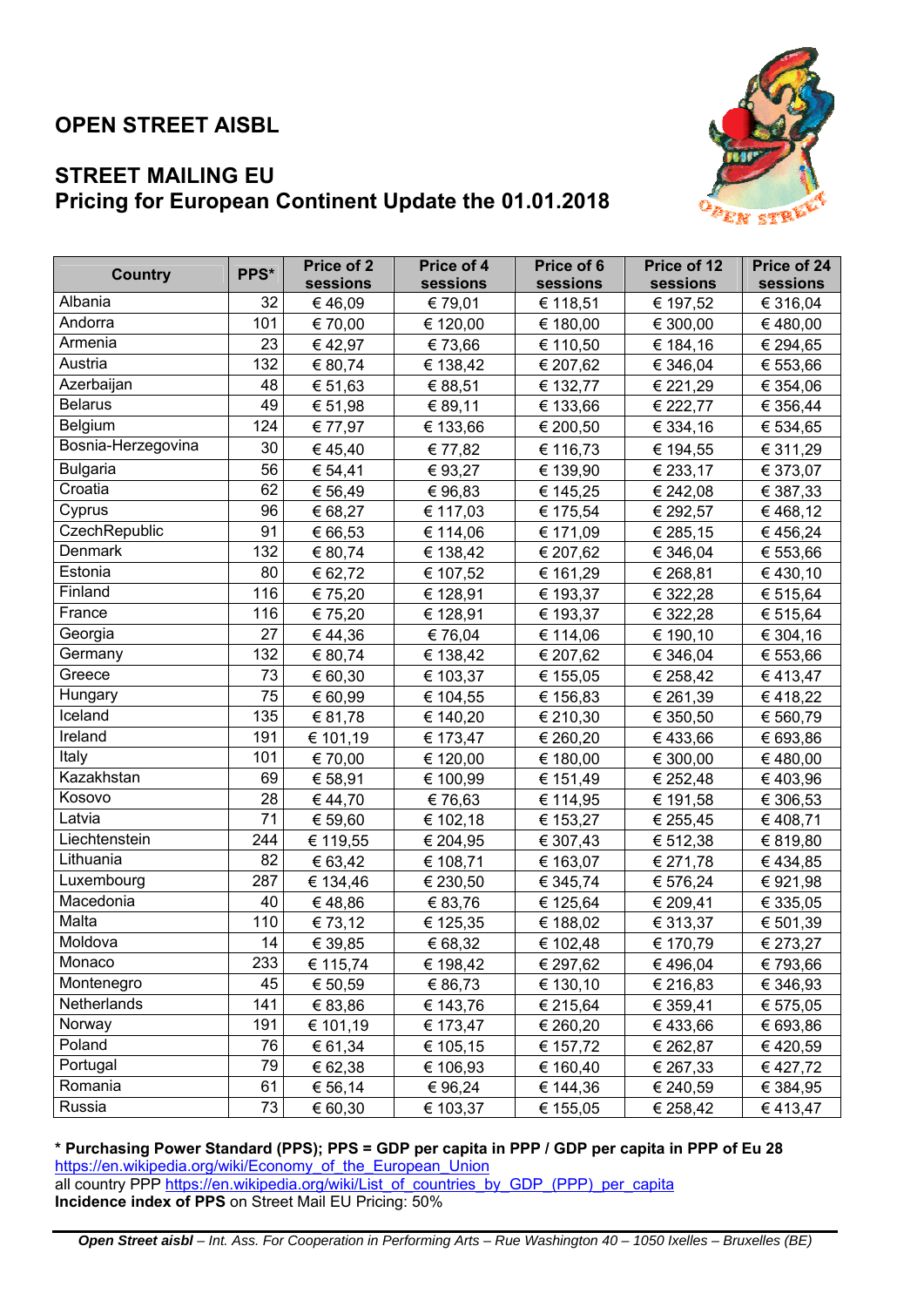# OPEN STREET AISBL

## STREET MAILING EU
## Pricing for European Continent Update the 01.01.2018

| Country | PPS* | Price of 2 sessions | Price of 4 sessions | Price of 6 sessions | Price of 12 sessions | Price of 24 sessions |
|---|---|---|---|---|---|---|
| Albania | 32 | € 46,09 | € 79,01 | € 118,51 | € 197,52 | € 316,04 |
| Andorra | 101 | € 70,00 | € 120,00 | € 180,00 | € 300,00 | € 480,00 |
| Armenia | 23 | € 42,97 | € 73,66 | € 110,50 | € 184,16 | € 294,65 |
| Austria | 132 | € 80,74 | € 138,42 | € 207,62 | € 346,04 | € 553,66 |
| Azerbaijan | 48 | € 51,63 | € 88,51 | € 132,77 | € 221,29 | € 354,06 |
| Belarus | 49 | € 51,98 | € 89,11 | € 133,66 | € 222,77 | € 356,44 |
| Belgium | 124 | € 77,97 | € 133,66 | € 200,50 | € 334,16 | € 534,65 |
| Bosnia-Herzegovina | 30 | € 45,40 | € 77,82 | € 116,73 | € 194,55 | € 311,29 |
| Bulgaria | 56 | € 54,41 | € 93,27 | € 139,90 | € 233,17 | € 373,07 |
| Croatia | 62 | € 56,49 | € 96,83 | € 145,25 | € 242,08 | € 387,33 |
| Cyprus | 96 | € 68,27 | € 117,03 | € 175,54 | € 292,57 | € 468,12 |
| CzechRepublic | 91 | € 66,53 | € 114,06 | € 171,09 | € 285,15 | € 456,24 |
| Denmark | 132 | € 80,74 | € 138,42 | € 207,62 | € 346,04 | € 553,66 |
| Estonia | 80 | € 62,72 | € 107,52 | € 161,29 | € 268,81 | € 430,10 |
| Finland | 116 | € 75,20 | € 128,91 | € 193,37 | € 322,28 | € 515,64 |
| France | 116 | € 75,20 | € 128,91 | € 193,37 | € 322,28 | € 515,64 |
| Georgia | 27 | € 44,36 | € 76,04 | € 114,06 | € 190,10 | € 304,16 |
| Germany | 132 | € 80,74 | € 138,42 | € 207,62 | € 346,04 | € 553,66 |
| Greece | 73 | € 60,30 | € 103,37 | € 155,05 | € 258,42 | € 413,47 |
| Hungary | 75 | € 60,99 | € 104,55 | € 156,83 | € 261,39 | € 418,22 |
| Iceland | 135 | € 81,78 | € 140,20 | € 210,30 | € 350,50 | € 560,79 |
| Ireland | 191 | € 101,19 | € 173,47 | € 260,20 | € 433,66 | € 693,86 |
| Italy | 101 | € 70,00 | € 120,00 | € 180,00 | € 300,00 | € 480,00 |
| Kazakhstan | 69 | € 58,91 | € 100,99 | € 151,49 | € 252,48 | € 403,96 |
| Kosovo | 28 | € 44,70 | € 76,63 | € 114,95 | € 191,58 | € 306,53 |
| Latvia | 71 | € 59,60 | € 102,18 | € 153,27 | € 255,45 | € 408,71 |
| Liechtenstein | 244 | € 119,55 | € 204,95 | € 307,43 | € 512,38 | € 819,80 |
| Lithuania | 82 | € 63,42 | € 108,71 | € 163,07 | € 271,78 | € 434,85 |
| Luxembourg | 287 | € 134,46 | € 230,50 | € 345,74 | € 576,24 | € 921,98 |
| Macedonia | 40 | € 48,86 | € 83,76 | € 125,64 | € 209,41 | € 335,05 |
| Malta | 110 | € 73,12 | € 125,35 | € 188,02 | € 313,37 | € 501,39 |
| Moldova | 14 | € 39,85 | € 68,32 | € 102,48 | € 170,79 | € 273,27 |
| Monaco | 233 | € 115,74 | € 198,42 | € 297,62 | € 496,04 | € 793,66 |
| Montenegro | 45 | € 50,59 | € 86,73 | € 130,10 | € 216,83 | € 346,93 |
| Netherlands | 141 | € 83,86 | € 143,76 | € 215,64 | € 359,41 | € 575,05 |
| Norway | 191 | € 101,19 | € 173,47 | € 260,20 | € 433,66 | € 693,86 |
| Poland | 76 | € 61,34 | € 105,15 | € 157,72 | € 262,87 | € 420,59 |
| Portugal | 79 | € 62,38 | € 106,93 | € 160,40 | € 267,33 | € 427,72 |
| Romania | 61 | € 56,14 | € 96,24 | € 144,36 | € 240,59 | € 384,95 |
| Russia | 73 | € 60,30 | € 103,37 | € 155,05 | € 258,42 | € 413,47 |

**\* Purchasing Power Standard (PPS); PPS = GDP per capita in PPP / GDP per capita in PPP of Eu 28**
https://en.wikipedia.org/wiki/Economy_of_the_European_Union
all country PPP https://en.wikipedia.org/wiki/List_of_countries_by_GDP_(PPP)_per_capita
**Incidence index of PPS** on Street Mail EU Pricing: 50%

***Open Street aisbl** – Int. Ass. For Cooperation in Performing Arts – Rue Washington 40 – 1050 Ixelles – Bruxelles (BE)*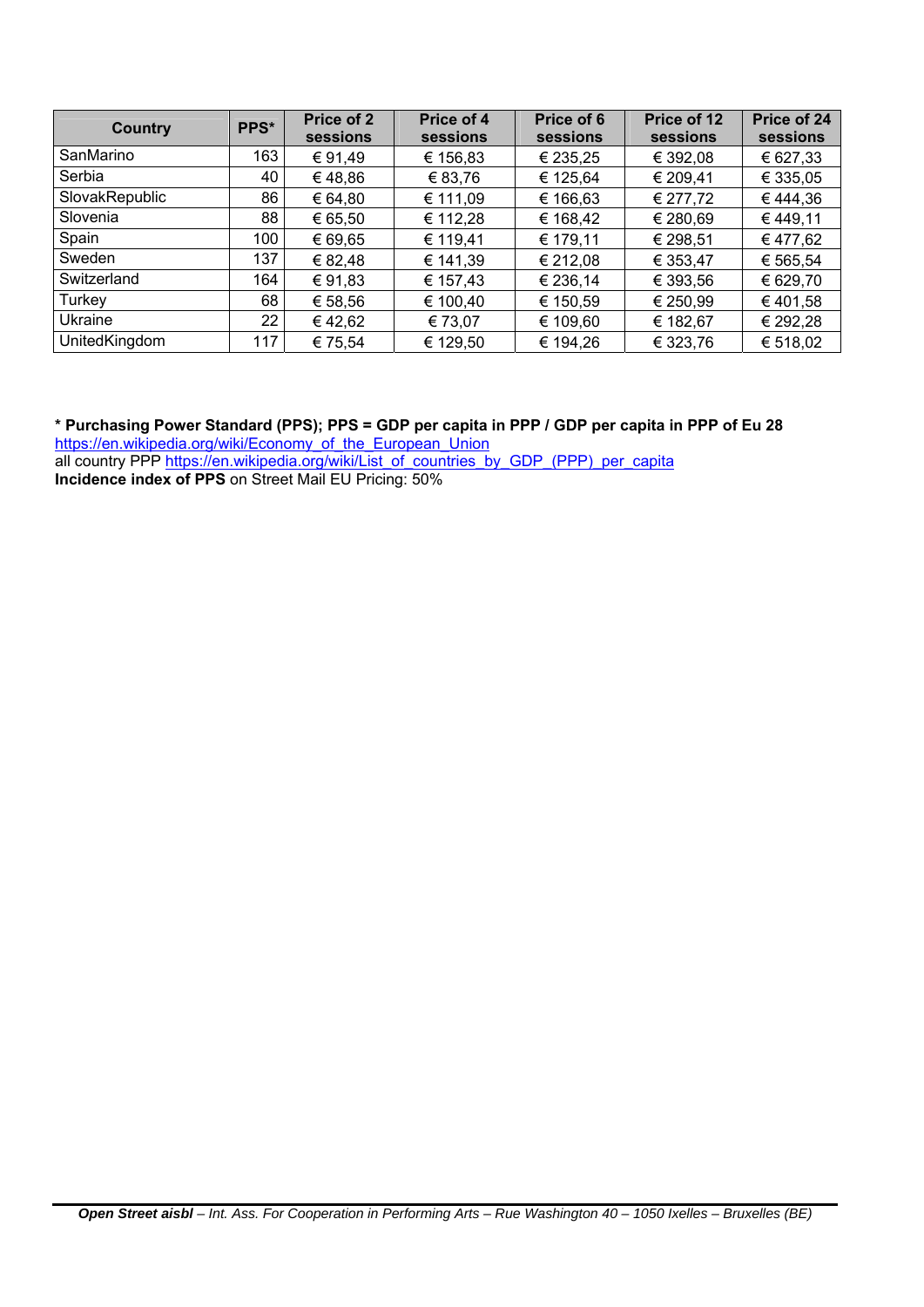| Country | PPS* | Price of 2 sessions | Price of 4 sessions | Price of 6 sessions | Price of 12 sessions | Price of 24 sessions |
|---|---|---|---|---|---|---|
| SanMarino | 163 | € 91,49 | € 156,83 | € 235,25 | € 392,08 | € 627,33 |
| Serbia | 40 | € 48,86 | € 83,76 | € 125,64 | € 209,41 | € 335,05 |
| SlovakRepublic | 86 | € 64,80 | € 111,09 | € 166,63 | € 277,72 | € 444,36 |
| Slovenia | 88 | € 65,50 | € 112,28 | € 168,42 | € 280,69 | € 449,11 |
| Spain | 100 | € 69,65 | € 119,41 | € 179,11 | € 298,51 | € 477,62 |
| Sweden | 137 | € 82,48 | € 141,39 | € 212,08 | € 353,47 | € 565,54 |
| Switzerland | 164 | € 91,83 | € 157,43 | € 236,14 | € 393,56 | € 629,70 |
| Turkey | 68 | € 58,56 | € 100,40 | € 150,59 | € 250,99 | € 401,58 |
| Ukraine | 22 | € 42,62 | € 73,07 | € 109,60 | € 182,67 | € 292,28 |
| UnitedKingdom | 117 | € 75,54 | € 129,50 | € 194,26 | € 323,76 | € 518,02 |

**\* Purchasing Power Standard (PPS); PPS = GDP per capita in PPP / GDP per capita in PPP of Eu 28**
https://en.wikipedia.org/wiki/Economy_of_the_European_Union
all country PPP https://en.wikipedia.org/wiki/List_of_countries_by_GDP_(PPP)_per_capita
**Incidence index of PPS** on Street Mail EU Pricing: 50%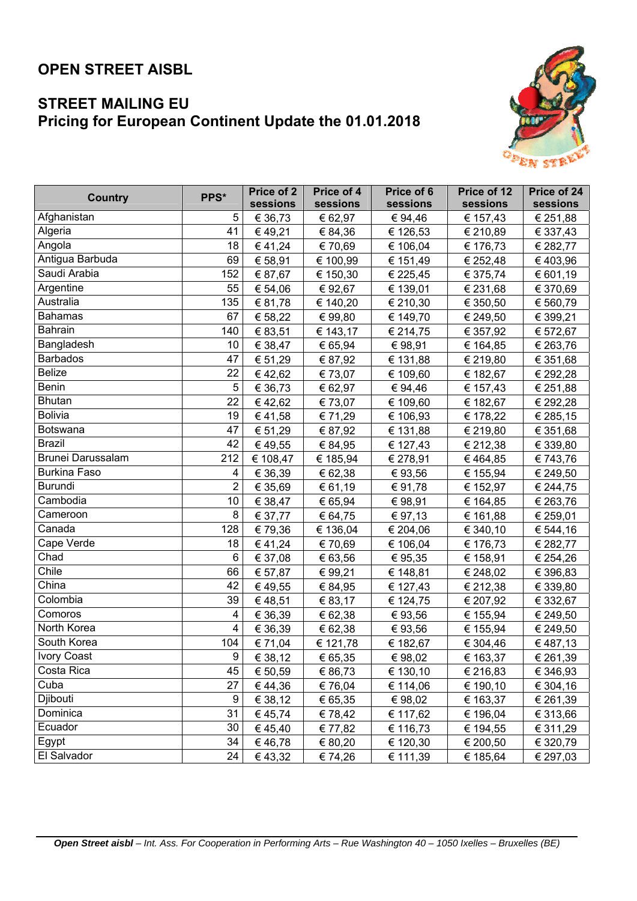# OPEN STREET AISBL

## STREET MAILING EU
## Pricing for European Continent Update the 01.01.2018

| Country | PPS* | Price of 2 sessions | Price of 4 sessions | Price of 6 sessions | Price of 12 sessions | Price of 24 sessions |
|---|---|---|---|---|---|---|
| Afghanistan | 5 | € 36,73 | € 62,97 | € 94,46 | € 157,43 | € 251,88 |
| Algeria | 41 | € 49,21 | € 84,36 | € 126,53 | € 210,89 | € 337,43 |
| Angola | 18 | € 41,24 | € 70,69 | € 106,04 | € 176,73 | € 282,77 |
| Antigua Barbuda | 69 | € 58,91 | € 100,99 | € 151,49 | € 252,48 | € 403,96 |
| Saudi Arabia | 152 | € 87,67 | € 150,30 | € 225,45 | € 375,74 | € 601,19 |
| Argentine | 55 | € 54,06 | € 92,67 | € 139,01 | € 231,68 | € 370,69 |
| Australia | 135 | € 81,78 | € 140,20 | € 210,30 | € 350,50 | € 560,79 |
| Bahamas | 67 | € 58,22 | € 99,80 | € 149,70 | € 249,50 | € 399,21 |
| Bahrain | 140 | € 83,51 | € 143,17 | € 214,75 | € 357,92 | € 572,67 |
| Bangladesh | 10 | € 38,47 | € 65,94 | € 98,91 | € 164,85 | € 263,76 |
| Barbados | 47 | € 51,29 | € 87,92 | € 131,88 | € 219,80 | € 351,68 |
| Belize | 22 | € 42,62 | € 73,07 | € 109,60 | € 182,67 | € 292,28 |
| Benin | 5 | € 36,73 | € 62,97 | € 94,46 | € 157,43 | € 251,88 |
| Bhutan | 22 | € 42,62 | € 73,07 | € 109,60 | € 182,67 | € 292,28 |
| Bolivia | 19 | € 41,58 | € 71,29 | € 106,93 | € 178,22 | € 285,15 |
| Botswana | 47 | € 51,29 | € 87,92 | € 131,88 | € 219,80 | € 351,68 |
| Brazil | 42 | € 49,55 | € 84,95 | € 127,43 | € 212,38 | € 339,80 |
| Brunei Darussalam | 212 | € 108,47 | € 185,94 | € 278,91 | € 464,85 | € 743,76 |
| Burkina Faso | 4 | € 36,39 | € 62,38 | € 93,56 | € 155,94 | € 249,50 |
| Burundi | 2 | € 35,69 | € 61,19 | € 91,78 | € 152,97 | € 244,75 |
| Cambodia | 10 | € 38,47 | € 65,94 | € 98,91 | € 164,85 | € 263,76 |
| Cameroon | 8 | € 37,77 | € 64,75 | € 97,13 | € 161,88 | € 259,01 |
| Canada | 128 | € 79,36 | € 136,04 | € 204,06 | € 340,10 | € 544,16 |
| Cape Verde | 18 | € 41,24 | € 70,69 | € 106,04 | € 176,73 | € 282,77 |
| Chad | 6 | € 37,08 | € 63,56 | € 95,35 | € 158,91 | € 254,26 |
| Chile | 66 | € 57,87 | € 99,21 | € 148,81 | € 248,02 | € 396,83 |
| China | 42 | € 49,55 | € 84,95 | € 127,43 | € 212,38 | € 339,80 |
| Colombia | 39 | € 48,51 | € 83,17 | € 124,75 | € 207,92 | € 332,67 |
| Comoros | 4 | € 36,39 | € 62,38 | € 93,56 | € 155,94 | € 249,50 |
| North Korea | 4 | € 36,39 | € 62,38 | € 93,56 | € 155,94 | € 249,50 |
| South Korea | 104 | € 71,04 | € 121,78 | € 182,67 | € 304,46 | € 487,13 |
| Ivory Coast | 9 | € 38,12 | € 65,35 | € 98,02 | € 163,37 | € 261,39 |
| Costa Rica | 45 | € 50,59 | € 86,73 | € 130,10 | € 216,83 | € 346,93 |
| Cuba | 27 | € 44,36 | € 76,04 | € 114,06 | € 190,10 | € 304,16 |
| Djibouti | 9 | € 38,12 | € 65,35 | € 98,02 | € 163,37 | € 261,39 |
| Dominica | 31 | € 45,74 | € 78,42 | € 117,62 | € 196,04 | € 313,66 |
| Ecuador | 30 | € 45,40 | € 77,82 | € 116,73 | € 194,55 | € 311,29 |
| Egypt | 34 | € 46,78 | € 80,20 | € 120,30 | € 200,50 | € 320,79 |
| El Salvador | 24 | € 43,32 | € 74,26 | € 111,39 | € 185,64 | € 297,03 |

***Open Street aisbl** – Int. Ass. For Cooperation in Performing Arts – Rue Washington 40 – 1050 Ixelles – Bruxelles (BE)*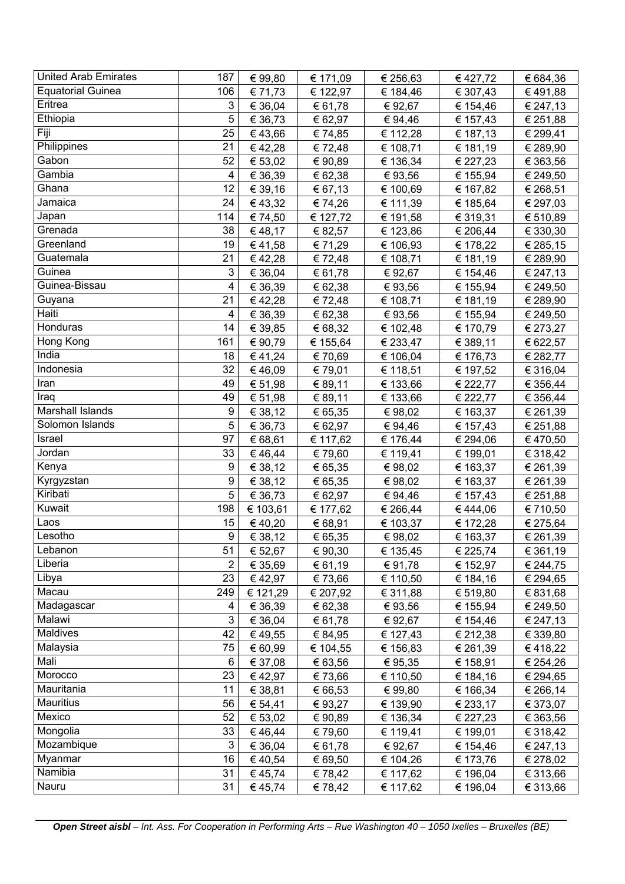| | | | | | | |
|---|---|---|---|---|---|---|
| United Arab Emirates | 187 | € 99,80 | € 171,09 | € 256,63 | € 427,72 | € 684,36 |
| Equatorial Guinea | 106 | € 71,73 | € 122,97 | € 184,46 | € 307,43 | € 491,88 |
| Eritrea | 3 | € 36,04 | € 61,78 | € 92,67 | € 154,46 | € 247,13 |
| Ethiopia | 5 | € 36,73 | € 62,97 | € 94,46 | € 157,43 | € 251,88 |
| Fiji | 25 | € 43,66 | € 74,85 | € 112,28 | € 187,13 | € 299,41 |
| Philippines | 21 | € 42,28 | € 72,48 | € 108,71 | € 181,19 | € 289,90 |
| Gabon | 52 | € 53,02 | € 90,89 | € 136,34 | € 227,23 | € 363,56 |
| Gambia | 4 | € 36,39 | € 62,38 | € 93,56 | € 155,94 | € 249,50 |
| Ghana | 12 | € 39,16 | € 67,13 | € 100,69 | € 167,82 | € 268,51 |
| Jamaica | 24 | € 43,32 | € 74,26 | € 111,39 | € 185,64 | € 297,03 |
| Japan | 114 | € 74,50 | € 127,72 | € 191,58 | € 319,31 | € 510,89 |
| Grenada | 38 | € 48,17 | € 82,57 | € 123,86 | € 206,44 | € 330,30 |
| Greenland | 19 | € 41,58 | € 71,29 | € 106,93 | € 178,22 | € 285,15 |
| Guatemala | 21 | € 42,28 | € 72,48 | € 108,71 | € 181,19 | € 289,90 |
| Guinea | 3 | € 36,04 | € 61,78 | € 92,67 | € 154,46 | € 247,13 |
| Guinea-Bissau | 4 | € 36,39 | € 62,38 | € 93,56 | € 155,94 | € 249,50 |
| Guyana | 21 | € 42,28 | € 72,48 | € 108,71 | € 181,19 | € 289,90 |
| Haiti | 4 | € 36,39 | € 62,38 | € 93,56 | € 155,94 | € 249,50 |
| Honduras | 14 | € 39,85 | € 68,32 | € 102,48 | € 170,79 | € 273,27 |
| Hong Kong | 161 | € 90,79 | € 155,64 | € 233,47 | € 389,11 | € 622,57 |
| India | 18 | € 41,24 | € 70,69 | € 106,04 | € 176,73 | € 282,77 |
| Indonesia | 32 | € 46,09 | € 79,01 | € 118,51 | € 197,52 | € 316,04 |
| Iran | 49 | € 51,98 | € 89,11 | € 133,66 | € 222,77 | € 356,44 |
| Iraq | 49 | € 51,98 | € 89,11 | € 133,66 | € 222,77 | € 356,44 |
| Marshall Islands | 9 | € 38,12 | € 65,35 | € 98,02 | € 163,37 | € 261,39 |
| Solomon Islands | 5 | € 36,73 | € 62,97 | € 94,46 | € 157,43 | € 251,88 |
| Israel | 97 | € 68,61 | € 117,62 | € 176,44 | € 294,06 | € 470,50 |
| Jordan | 33 | € 46,44 | € 79,60 | € 119,41 | € 199,01 | € 318,42 |
| Kenya | 9 | € 38,12 | € 65,35 | € 98,02 | € 163,37 | € 261,39 |
| Kyrgyzstan | 9 | € 38,12 | € 65,35 | € 98,02 | € 163,37 | € 261,39 |
| Kiribati | 5 | € 36,73 | € 62,97 | € 94,46 | € 157,43 | € 251,88 |
| Kuwait | 198 | € 103,61 | € 177,62 | € 266,44 | € 444,06 | € 710,50 |
| Laos | 15 | € 40,20 | € 68,91 | € 103,37 | € 172,28 | € 275,64 |
| Lesotho | 9 | € 38,12 | € 65,35 | € 98,02 | € 163,37 | € 261,39 |
| Lebanon | 51 | € 52,67 | € 90,30 | € 135,45 | € 225,74 | € 361,19 |
| Liberia | 2 | € 35,69 | € 61,19 | € 91,78 | € 152,97 | € 244,75 |
| Libya | 23 | € 42,97 | € 73,66 | € 110,50 | € 184,16 | € 294,65 |
| Macau | 249 | € 121,29 | € 207,92 | € 311,88 | € 519,80 | € 831,68 |
| Madagascar | 4 | € 36,39 | € 62,38 | € 93,56 | € 155,94 | € 249,50 |
| Malawi | 3 | € 36,04 | € 61,78 | € 92,67 | € 154,46 | € 247,13 |
| Maldives | 42 | € 49,55 | € 84,95 | € 127,43 | € 212,38 | € 339,80 |
| Malaysia | 75 | € 60,99 | € 104,55 | € 156,83 | € 261,39 | € 418,22 |
| Mali | 6 | € 37,08 | € 63,56 | € 95,35 | € 158,91 | € 254,26 |
| Morocco | 23 | € 42,97 | € 73,66 | € 110,50 | € 184,16 | € 294,65 |
| Mauritania | 11 | € 38,81 | € 66,53 | € 99,80 | € 166,34 | € 266,14 |
| Mauritius | 56 | € 54,41 | € 93,27 | € 139,90 | € 233,17 | € 373,07 |
| Mexico | 52 | € 53,02 | € 90,89 | € 136,34 | € 227,23 | € 363,56 |
| Mongolia | 33 | € 46,44 | € 79,60 | € 119,41 | € 199,01 | € 318,42 |
| Mozambique | 3 | € 36,04 | € 61,78 | € 92,67 | € 154,46 | € 247,13 |
| Myanmar | 16 | € 40,54 | € 69,50 | € 104,26 | € 173,76 | € 278,02 |
| Namibia | 31 | € 45,74 | € 78,42 | € 117,62 | € 196,04 | € 313,66 |
| Nauru | 31 | € 45,74 | € 78,42 | € 117,62 | € 196,04 | € 313,66 |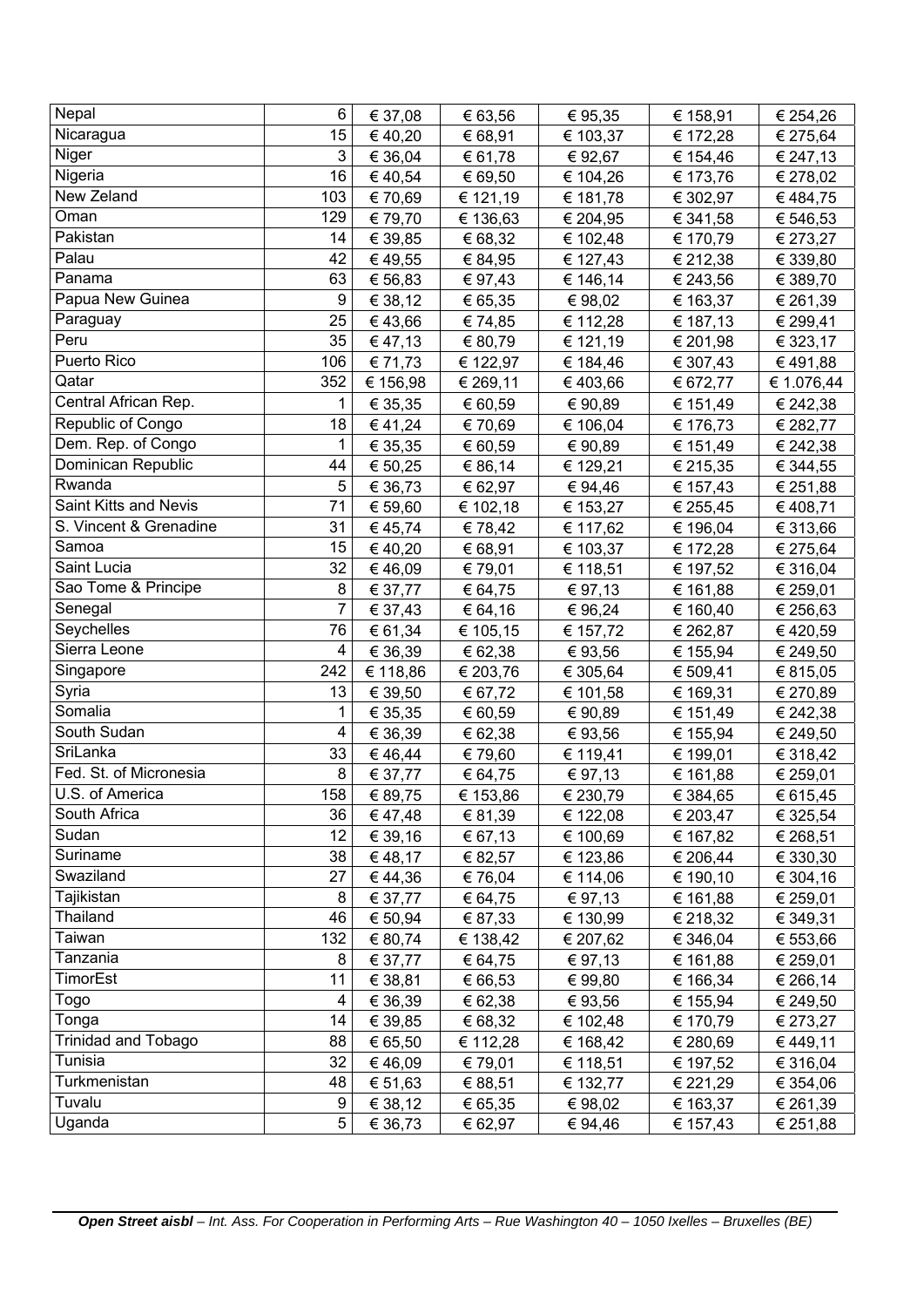| | | | | | | |
|---|---|---|---|---|---|---|
| Nepal | 6 | € 37,08 | € 63,56 | € 95,35 | € 158,91 | € 254,26 |
| Nicaragua | 15 | € 40,20 | € 68,91 | € 103,37 | € 172,28 | € 275,64 |
| Niger | 3 | € 36,04 | € 61,78 | € 92,67 | € 154,46 | € 247,13 |
| Nigeria | 16 | € 40,54 | € 69,50 | € 104,26 | € 173,76 | € 278,02 |
| New Zeland | 103 | € 70,69 | € 121,19 | € 181,78 | € 302,97 | € 484,75 |
| Oman | 129 | € 79,70 | € 136,63 | € 204,95 | € 341,58 | € 546,53 |
| Pakistan | 14 | € 39,85 | € 68,32 | € 102,48 | € 170,79 | € 273,27 |
| Palau | 42 | € 49,55 | € 84,95 | € 127,43 | € 212,38 | € 339,80 |
| Panama | 63 | € 56,83 | € 97,43 | € 146,14 | € 243,56 | € 389,70 |
| Papua New Guinea | 9 | € 38,12 | € 65,35 | € 98,02 | € 163,37 | € 261,39 |
| Paraguay | 25 | € 43,66 | € 74,85 | € 112,28 | € 187,13 | € 299,41 |
| Peru | 35 | € 47,13 | € 80,79 | € 121,19 | € 201,98 | € 323,17 |
| Puerto Rico | 106 | € 71,73 | € 122,97 | € 184,46 | € 307,43 | € 491,88 |
| Qatar | 352 | € 156,98 | € 269,11 | € 403,66 | € 672,77 | € 1.076,44 |
| Central African Rep. | 1 | € 35,35 | € 60,59 | € 90,89 | € 151,49 | € 242,38 |
| Republic of Congo | 18 | € 41,24 | € 70,69 | € 106,04 | € 176,73 | € 282,77 |
| Dem. Rep. of Congo | 1 | € 35,35 | € 60,59 | € 90,89 | € 151,49 | € 242,38 |
| Dominican Republic | 44 | € 50,25 | € 86,14 | € 129,21 | € 215,35 | € 344,55 |
| Rwanda | 5 | € 36,73 | € 62,97 | € 94,46 | € 157,43 | € 251,88 |
| Saint Kitts and Nevis | 71 | € 59,60 | € 102,18 | € 153,27 | € 255,45 | € 408,71 |
| S. Vincent & Grenadine | 31 | € 45,74 | € 78,42 | € 117,62 | € 196,04 | € 313,66 |
| Samoa | 15 | € 40,20 | € 68,91 | € 103,37 | € 172,28 | € 275,64 |
| Saint Lucia | 32 | € 46,09 | € 79,01 | € 118,51 | € 197,52 | € 316,04 |
| Sao Tome & Principe | 8 | € 37,77 | € 64,75 | € 97,13 | € 161,88 | € 259,01 |
| Senegal | 7 | € 37,43 | € 64,16 | € 96,24 | € 160,40 | € 256,63 |
| Seychelles | 76 | € 61,34 | € 105,15 | € 157,72 | € 262,87 | € 420,59 |
| Sierra Leone | 4 | € 36,39 | € 62,38 | € 93,56 | € 155,94 | € 249,50 |
| Singapore | 242 | € 118,86 | € 203,76 | € 305,64 | € 509,41 | € 815,05 |
| Syria | 13 | € 39,50 | € 67,72 | € 101,58 | € 169,31 | € 270,89 |
| Somalia | 1 | € 35,35 | € 60,59 | € 90,89 | € 151,49 | € 242,38 |
| South Sudan | 4 | € 36,39 | € 62,38 | € 93,56 | € 155,94 | € 249,50 |
| SriLanka | 33 | € 46,44 | € 79,60 | € 119,41 | € 199,01 | € 318,42 |
| Fed. St. of Micronesia | 8 | € 37,77 | € 64,75 | € 97,13 | € 161,88 | € 259,01 |
| U.S. of America | 158 | € 89,75 | € 153,86 | € 230,79 | € 384,65 | € 615,45 |
| South Africa | 36 | € 47,48 | € 81,39 | € 122,08 | € 203,47 | € 325,54 |
| Sudan | 12 | € 39,16 | € 67,13 | € 100,69 | € 167,82 | € 268,51 |
| Suriname | 38 | € 48,17 | € 82,57 | € 123,86 | € 206,44 | € 330,30 |
| Swaziland | 27 | € 44,36 | € 76,04 | € 114,06 | € 190,10 | € 304,16 |
| Tajikistan | 8 | € 37,77 | € 64,75 | € 97,13 | € 161,88 | € 259,01 |
| Thailand | 46 | € 50,94 | € 87,33 | € 130,99 | € 218,32 | € 349,31 |
| Taiwan | 132 | € 80,74 | € 138,42 | € 207,62 | € 346,04 | € 553,66 |
| Tanzania | 8 | € 37,77 | € 64,75 | € 97,13 | € 161,88 | € 259,01 |
| TimorEst | 11 | € 38,81 | € 66,53 | € 99,80 | € 166,34 | € 266,14 |
| Togo | 4 | € 36,39 | € 62,38 | € 93,56 | € 155,94 | € 249,50 |
| Tonga | 14 | € 39,85 | € 68,32 | € 102,48 | € 170,79 | € 273,27 |
| Trinidad and Tobago | 88 | € 65,50 | € 112,28 | € 168,42 | € 280,69 | € 449,11 |
| Tunisia | 32 | € 46,09 | € 79,01 | € 118,51 | € 197,52 | € 316,04 |
| Turkmenistan | 48 | € 51,63 | € 88,51 | € 132,77 | € 221,29 | € 354,06 |
| Tuvalu | 9 | € 38,12 | € 65,35 | € 98,02 | € 163,37 | € 261,39 |
| Uganda | 5 | € 36,73 | € 62,97 | € 94,46 | € 157,43 | € 251,88 |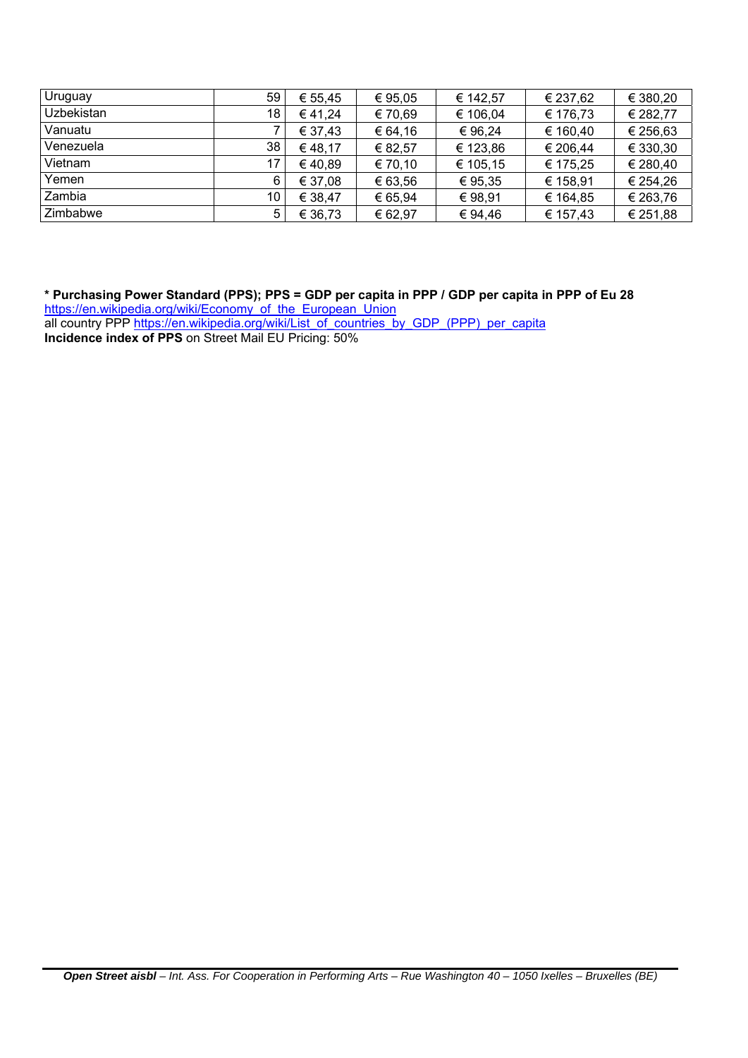| | | | | | | |
|---|---|---|---|---|---|---|
| Uruguay | 59 | € 55,45 | € 95,05 | € 142,57 | € 237,62 | € 380,20 |
| Uzbekistan | 18 | € 41,24 | € 70,69 | € 106,04 | € 176,73 | € 282,77 |
| Vanuatu | 7 | € 37,43 | € 64,16 | € 96,24 | € 160,40 | € 256,63 |
| Venezuela | 38 | € 48,17 | € 82,57 | € 123,86 | € 206,44 | € 330,30 |
| Vietnam | 17 | € 40,89 | € 70,10 | € 105,15 | € 175,25 | € 280,40 |
| Yemen | 6 | € 37,08 | € 63,56 | € 95,35 | € 158,91 | € 254,26 |
| Zambia | 10 | € 38,47 | € 65,94 | € 98,91 | € 164,85 | € 263,76 |
| Zimbabwe | 5 | € 36,73 | € 62,97 | € 94,46 | € 157,43 | € 251,88 |

**\* Purchasing Power Standard (PPS); PPS = GDP per capita in PPP / GDP per capita in PPP of Eu 28**
https://en.wikipedia.org/wiki/Economy_of_the_European_Union
all country PPP https://en.wikipedia.org/wiki/List_of_countries_by_GDP_(PPP)_per_capita
**Incidence index of PPS** on Street Mail EU Pricing: 50%

***Open Street aisbl** – Int. Ass. For Cooperation in Performing Arts – Rue Washington 40 – 1050 Ixelles – Bruxelles (BE)*